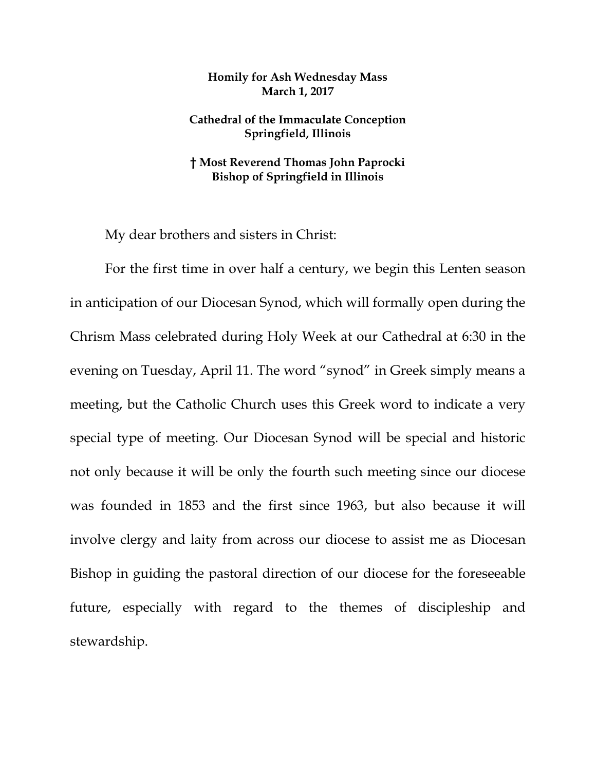**Homily for Ash Wednesday Mass**
**March 1, 2017**

**Cathedral of the Immaculate Conception**
**Springfield, Illinois**

**† Most Reverend Thomas John Paprocki**
**Bishop of Springfield in Illinois**

My dear brothers and sisters in Christ:

For the first time in over half a century, we begin this Lenten season in anticipation of our Diocesan Synod, which will formally open during the Chrism Mass celebrated during Holy Week at our Cathedral at 6:30 in the evening on Tuesday, April 11. The word "synod" in Greek simply means a meeting, but the Catholic Church uses this Greek word to indicate a very special type of meeting. Our Diocesan Synod will be special and historic not only because it will be only the fourth such meeting since our diocese was founded in 1853 and the first since 1963, but also because it will involve clergy and laity from across our diocese to assist me as Diocesan Bishop in guiding the pastoral direction of our diocese for the foreseeable future, especially with regard to the themes of discipleship and stewardship.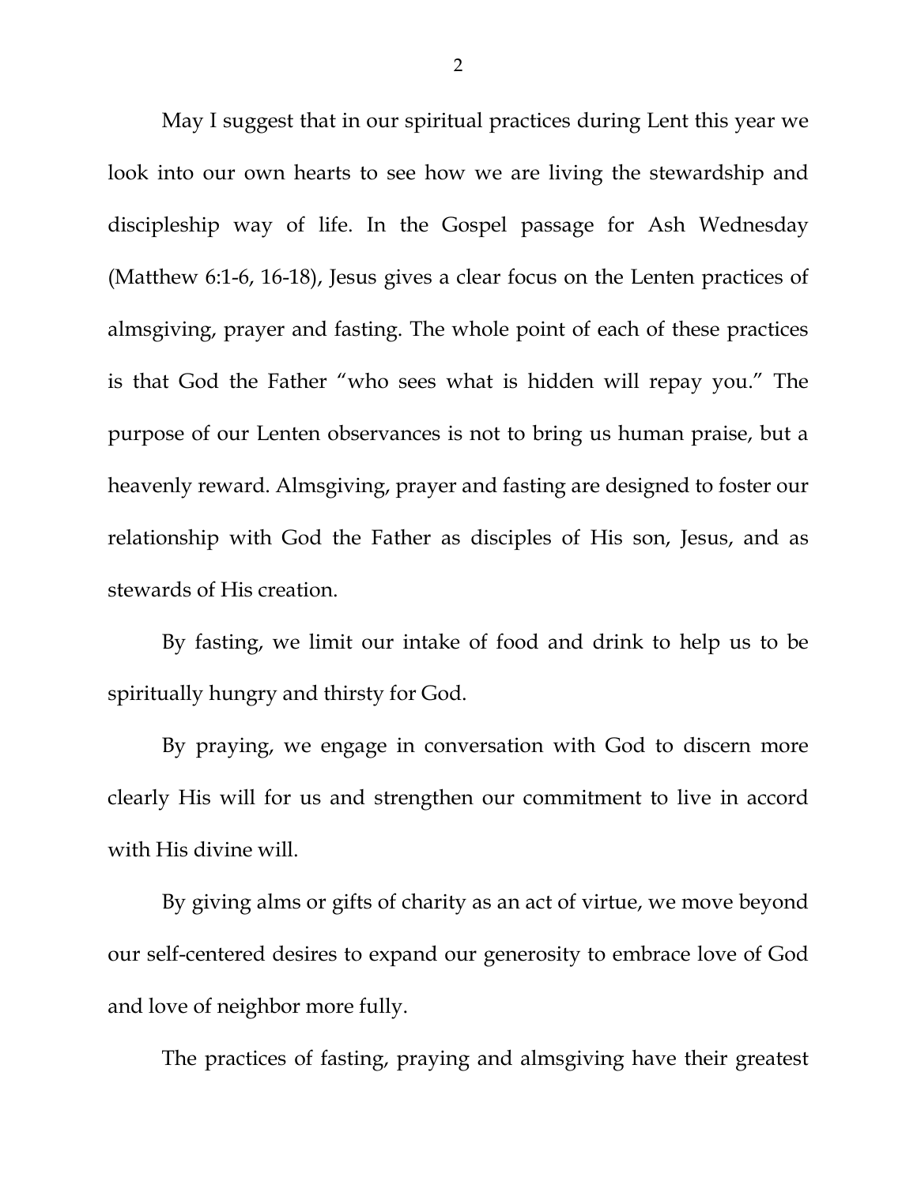May I suggest that in our spiritual practices during Lent this year we look into our own hearts to see how we are living the stewardship and discipleship way of life. In the Gospel passage for Ash Wednesday (Matthew 6:1-6, 16-18), Jesus gives a clear focus on the Lenten practices of almsgiving, prayer and fasting. The whole point of each of these practices is that God the Father "who sees what is hidden will repay you." The purpose of our Lenten observances is not to bring us human praise, but a heavenly reward. Almsgiving, prayer and fasting are designed to foster our relationship with God the Father as disciples of His son, Jesus, and as stewards of His creation.

By fasting, we limit our intake of food and drink to help us to be spiritually hungry and thirsty for God.

By praying, we engage in conversation with God to discern more clearly His will for us and strengthen our commitment to live in accord with His divine will.

By giving alms or gifts of charity as an act of virtue, we move beyond our self-centered desires to expand our generosity to embrace love of God and love of neighbor more fully.

The practices of fasting, praying and almsgiving have their greatest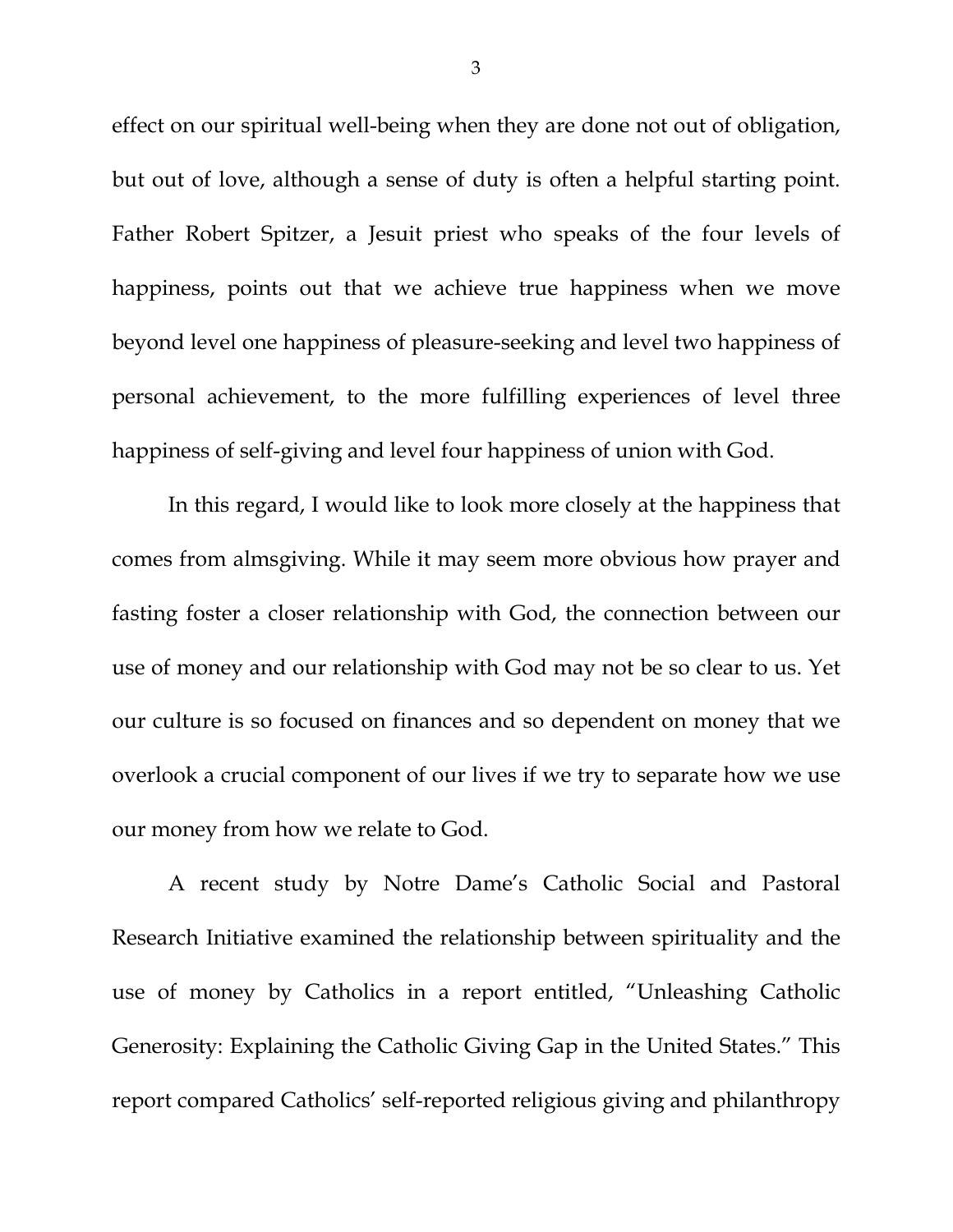effect on our spiritual well-being when they are done not out of obligation, but out of love, although a sense of duty is often a helpful starting point. Father Robert Spitzer, a Jesuit priest who speaks of the four levels of happiness, points out that we achieve true happiness when we move beyond level one happiness of pleasure-seeking and level two happiness of personal achievement, to the more fulfilling experiences of level three happiness of self-giving and level four happiness of union with God.

In this regard, I would like to look more closely at the happiness that comes from almsgiving. While it may seem more obvious how prayer and fasting foster a closer relationship with God, the connection between our use of money and our relationship with God may not be so clear to us. Yet our culture is so focused on finances and so dependent on money that we overlook a crucial component of our lives if we try to separate how we use our money from how we relate to God.

A recent study by Notre Dame's Catholic Social and Pastoral Research Initiative examined the relationship between spirituality and the use of money by Catholics in a report entitled, "Unleashing Catholic Generosity: Explaining the Catholic Giving Gap in the United States." This report compared Catholics' self-reported religious giving and philanthropy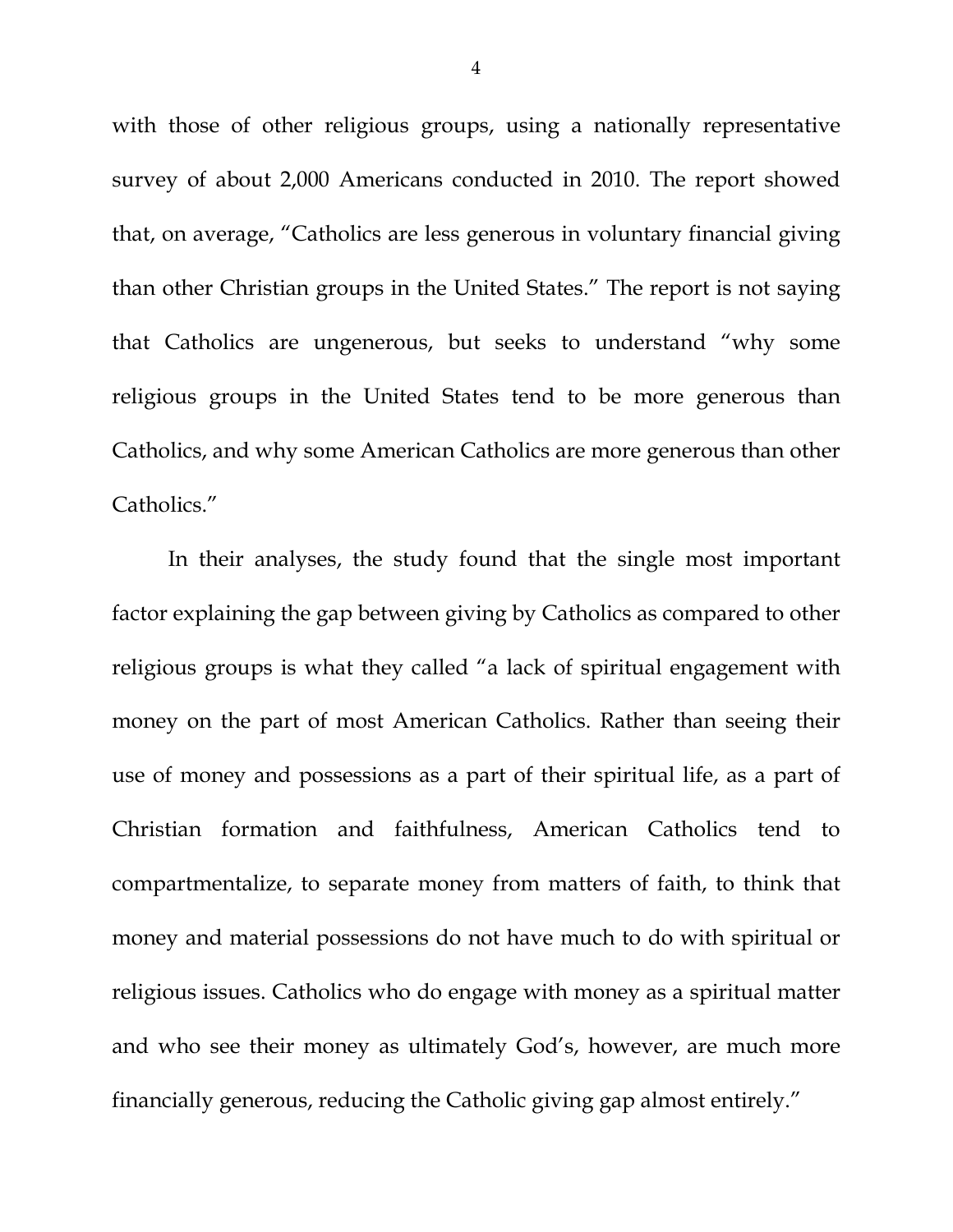with those of other religious groups, using a nationally representative survey of about 2,000 Americans conducted in 2010. The report showed that, on average, "Catholics are less generous in voluntary financial giving than other Christian groups in the United States." The report is not saying that Catholics are ungenerous, but seeks to understand "why some religious groups in the United States tend to be more generous than Catholics, and why some American Catholics are more generous than other Catholics."

In their analyses, the study found that the single most important factor explaining the gap between giving by Catholics as compared to other religious groups is what they called "a lack of spiritual engagement with money on the part of most American Catholics. Rather than seeing their use of money and possessions as a part of their spiritual life, as a part of Christian formation and faithfulness, American Catholics tend to compartmentalize, to separate money from matters of faith, to think that money and material possessions do not have much to do with spiritual or religious issues. Catholics who do engage with money as a spiritual matter and who see their money as ultimately God's, however, are much more financially generous, reducing the Catholic giving gap almost entirely."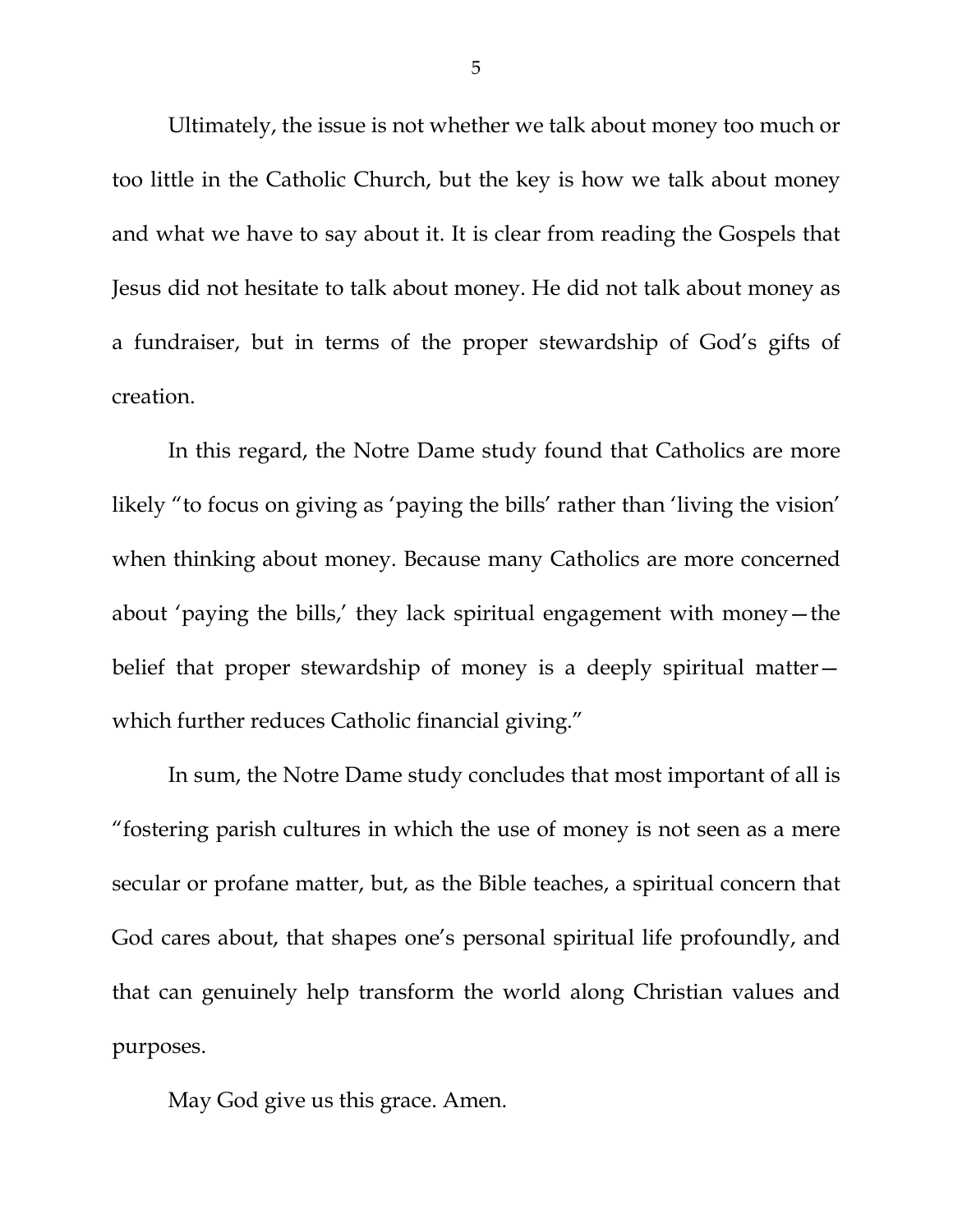Ultimately, the issue is not whether we talk about money too much or too little in the Catholic Church, but the key is how we talk about money and what we have to say about it. It is clear from reading the Gospels that Jesus did not hesitate to talk about money. He did not talk about money as a fundraiser, but in terms of the proper stewardship of God's gifts of creation.

In this regard, the Notre Dame study found that Catholics are more likely "to focus on giving as 'paying the bills' rather than 'living the vision' when thinking about money. Because many Catholics are more concerned about 'paying the bills,' they lack spiritual engagement with money—the belief that proper stewardship of money is a deeply spiritual matter—which further reduces Catholic financial giving."

In sum, the Notre Dame study concludes that most important of all is "fostering parish cultures in which the use of money is not seen as a mere secular or profane matter, but, as the Bible teaches, a spiritual concern that God cares about, that shapes one's personal spiritual life profoundly, and that can genuinely help transform the world along Christian values and purposes.

May God give us this grace. Amen.